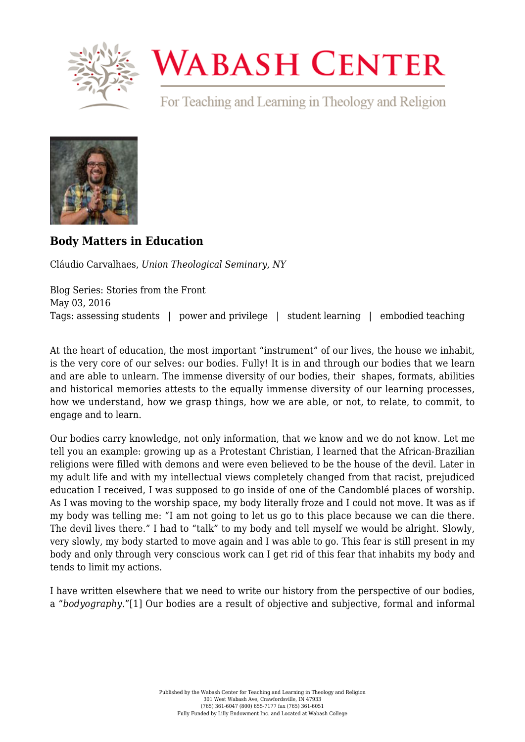# Body Matters in Education

Cláudio Carvalhaes, *Union Theological Seminary, NY*

Blog Series: Stories from the Front
May 03, 2016
Tags: assessing students | power and privilege | student learning | embodied teaching

At the heart of education, the most important "instrument" of our lives, the house we inhabit, is the very core of our selves: our bodies. Fully! It is in and through our bodies that we learn and are able to unlearn. The immense diversity of our bodies, their shapes, formats, abilities and historical memories attests to the equally immense diversity of our learning processes, how we understand, how we grasp things, how we are able, or not, to relate, to commit, to engage and to learn.

Our bodies carry knowledge, not only information, that we know and we do not know. Let me tell you an example: growing up as a Protestant Christian, I learned that the African-Brazilian religions were filled with demons and were even believed to be the house of the devil. Later in my adult life and with my intellectual views completely changed from that racist, prejudiced education I received, I was supposed to go inside of one of the Candomblé places of worship. As I was moving to the worship space, my body literally froze and I could not move. It was as if my body was telling me: "I am not going to let us go to this place because we can die there. The devil lives there." I had to "talk" to my body and tell myself we would be alright. Slowly, very slowly, my body started to move again and I was able to go. This fear is still present in my body and only through very conscious work can I get rid of this fear that inhabits my body and tends to limit my actions.

I have written elsewhere that we need to write our history from the perspective of our bodies, a "*bodyography.*"[1] Our bodies are a result of objective and subjective, formal and informal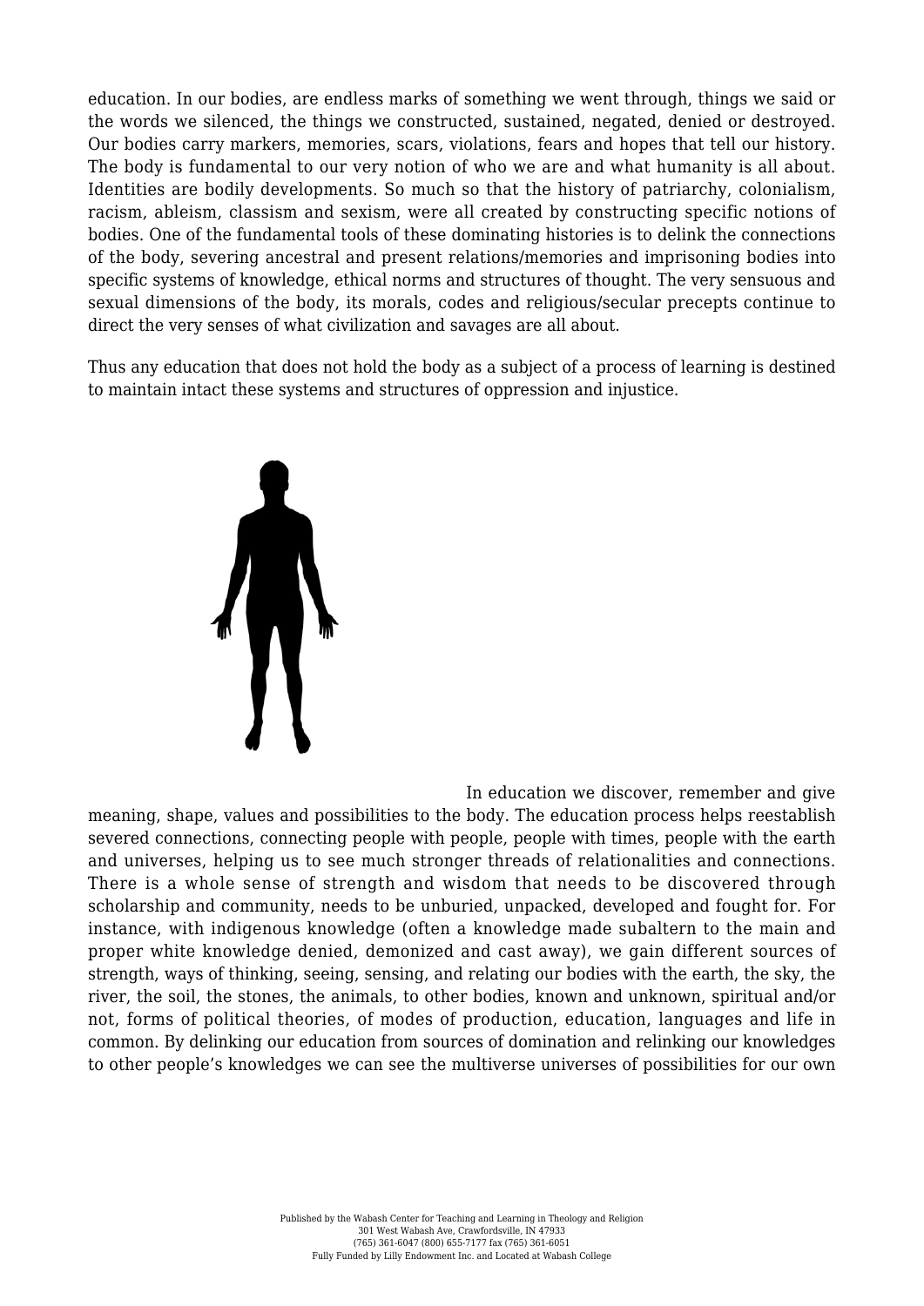education. In our bodies, are endless marks of something we went through, things we said or the words we silenced, the things we constructed, sustained, negated, denied or destroyed. Our bodies carry markers, memories, scars, violations, fears and hopes that tell our history. The body is fundamental to our very notion of who we are and what humanity is all about. Identities are bodily developments. So much so that the history of patriarchy, colonialism, racism, ableism, classism and sexism, were all created by constructing specific notions of bodies. One of the fundamental tools of these dominating histories is to delink the connections of the body, severing ancestral and present relations/memories and imprisoning bodies into specific systems of knowledge, ethical norms and structures of thought. The very sensuous and sexual dimensions of the body, its morals, codes and religious/secular precepts continue to direct the very senses of what civilization and savages are all about.

Thus any education that does not hold the body as a subject of a process of learning is destined to maintain intact these systems and structures of oppression and injustice.

In education we discover, remember and give meaning, shape, values and possibilities to the body. The education process helps reestablish severed connections, connecting people with people, people with times, people with the earth and universes, helping us to see much stronger threads of relationalities and connections. There is a whole sense of strength and wisdom that needs to be discovered through scholarship and community, needs to be unburied, unpacked, developed and fought for. For instance, with indigenous knowledge (often a knowledge made subaltern to the main and proper white knowledge denied, demonized and cast away), we gain different sources of strength, ways of thinking, seeing, sensing, and relating our bodies with the earth, the sky, the river, the soil, the stones, the animals, to other bodies, known and unknown, spiritual and/or not, forms of political theories, of modes of production, education, languages and life in common. By delinking our education from sources of domination and relinking our knowledges to other people's knowledges we can see the multiverse universes of possibilities for our own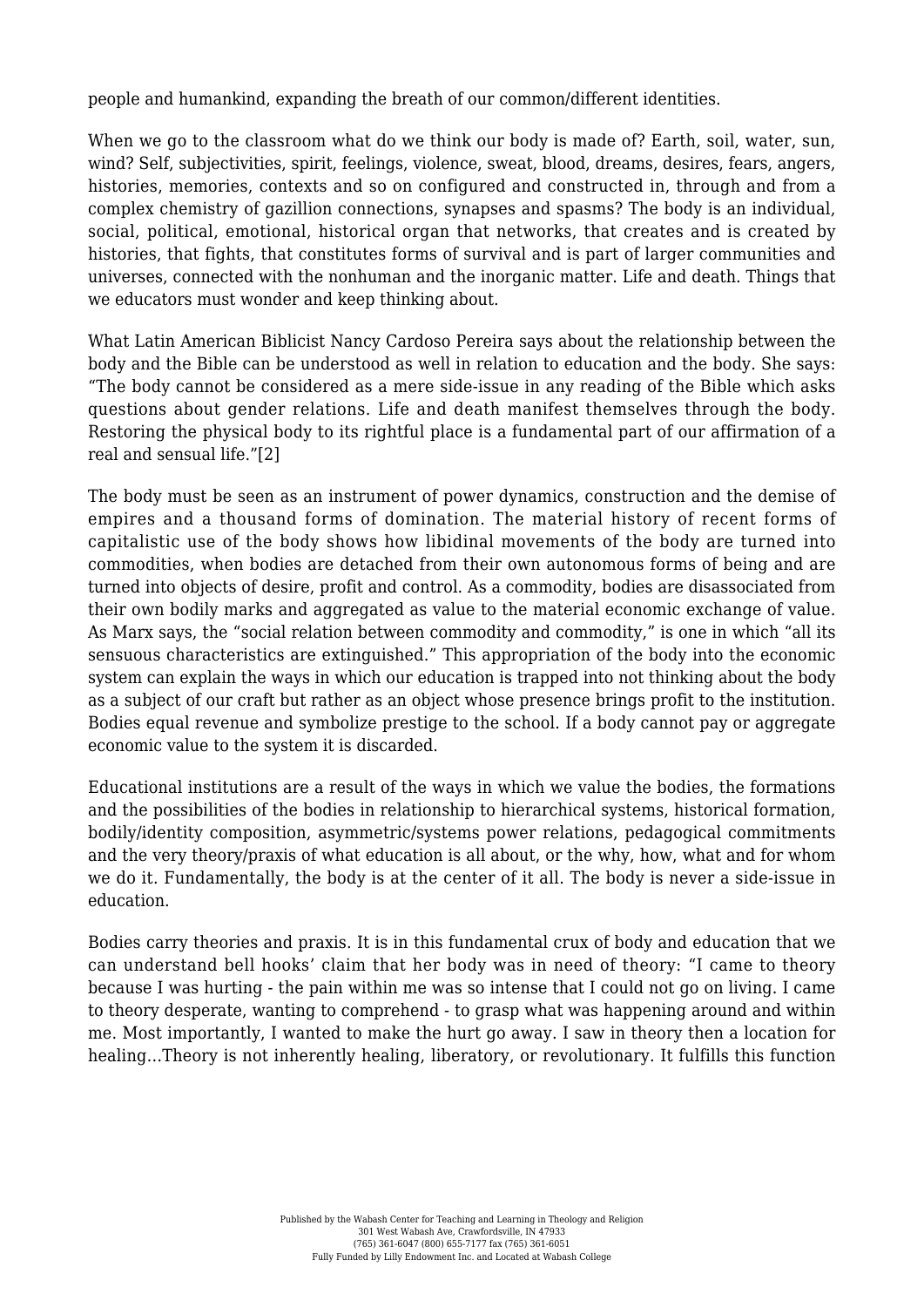people and humankind, expanding the breath of our common/different identities.

When we go to the classroom what do we think our body is made of? Earth, soil, water, sun, wind? Self, subjectivities, spirit, feelings, violence, sweat, blood, dreams, desires, fears, angers, histories, memories, contexts and so on configured and constructed in, through and from a complex chemistry of gazillion connections, synapses and spasms? The body is an individual, social, political, emotional, historical organ that networks, that creates and is created by histories, that fights, that constitutes forms of survival and is part of larger communities and universes, connected with the nonhuman and the inorganic matter. Life and death. Things that we educators must wonder and keep thinking about.

What Latin American Biblicist Nancy Cardoso Pereira says about the relationship between the body and the Bible can be understood as well in relation to education and the body. She says: "The body cannot be considered as a mere side-issue in any reading of the Bible which asks questions about gender relations. Life and death manifest themselves through the body. Restoring the physical body to its rightful place is a fundamental part of our affirmation of a real and sensual life."[2]

The body must be seen as an instrument of power dynamics, construction and the demise of empires and a thousand forms of domination. The material history of recent forms of capitalistic use of the body shows how libidinal movements of the body are turned into commodities, when bodies are detached from their own autonomous forms of being and are turned into objects of desire, profit and control. As a commodity, bodies are disassociated from their own bodily marks and aggregated as value to the material economic exchange of value. As Marx says, the "social relation between commodity and commodity," is one in which "all its sensuous characteristics are extinguished." This appropriation of the body into the economic system can explain the ways in which our education is trapped into not thinking about the body as a subject of our craft but rather as an object whose presence brings profit to the institution. Bodies equal revenue and symbolize prestige to the school. If a body cannot pay or aggregate economic value to the system it is discarded.

Educational institutions are a result of the ways in which we value the bodies, the formations and the possibilities of the bodies in relationship to hierarchical systems, historical formation, bodily/identity composition, asymmetric/systems power relations, pedagogical commitments and the very theory/praxis of what education is all about, or the why, how, what and for whom we do it. Fundamentally, the body is at the center of it all. The body is never a side-issue in education.

Bodies carry theories and praxis. It is in this fundamental crux of body and education that we can understand bell hooks' claim that her body was in need of theory: "I came to theory because I was hurting - the pain within me was so intense that I could not go on living. I came to theory desperate, wanting to comprehend - to grasp what was happening around and within me. Most importantly, I wanted to make the hurt go away. I saw in theory then a location for healing…Theory is not inherently healing, liberatory, or revolutionary. It fulfills this function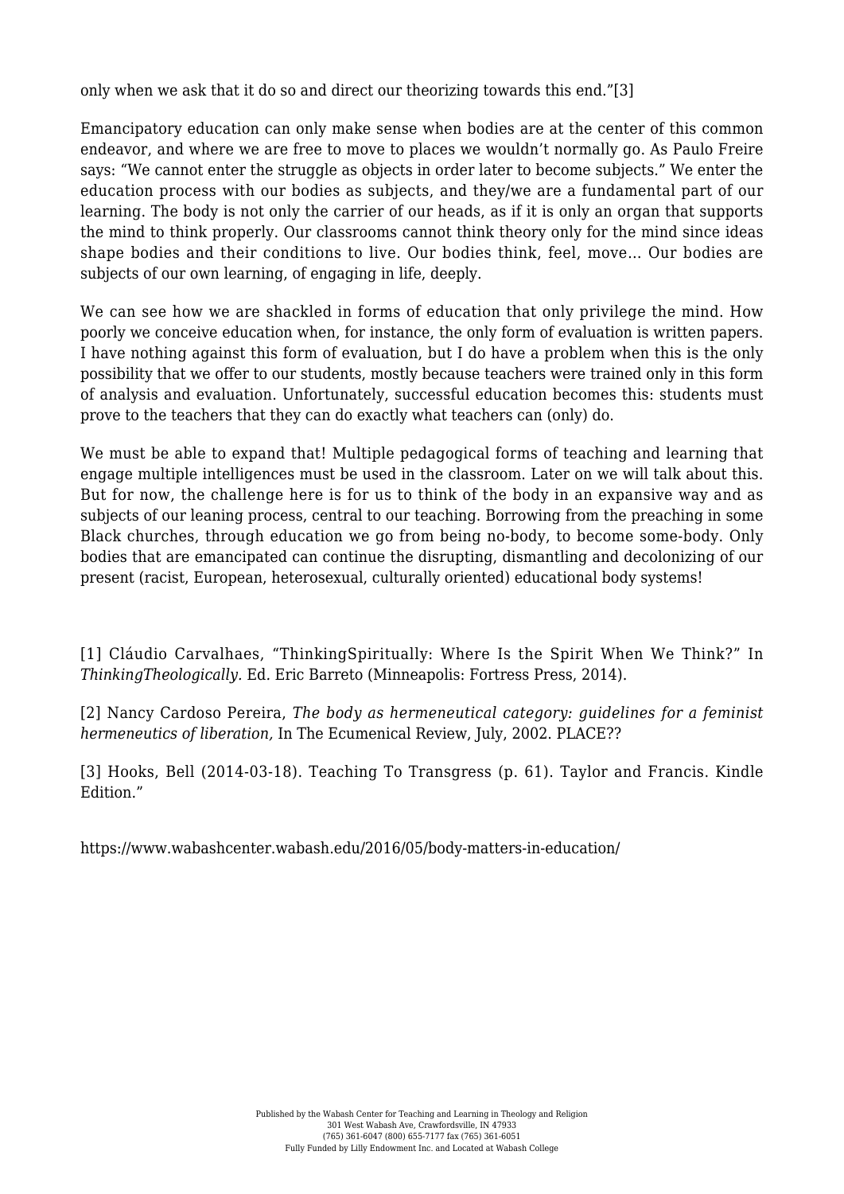only when we ask that it do so and direct our theorizing towards this end."[3]

Emancipatory education can only make sense when bodies are at the center of this common endeavor, and where we are free to move to places we wouldn't normally go. As Paulo Freire says: "We cannot enter the struggle as objects in order later to become subjects." We enter the education process with our bodies as subjects, and they/we are a fundamental part of our learning. The body is not only the carrier of our heads, as if it is only an organ that supports the mind to think properly. Our classrooms cannot think theory only for the mind since ideas shape bodies and their conditions to live. Our bodies think, feel, move… Our bodies are subjects of our own learning, of engaging in life, deeply.

We can see how we are shackled in forms of education that only privilege the mind. How poorly we conceive education when, for instance, the only form of evaluation is written papers. I have nothing against this form of evaluation, but I do have a problem when this is the only possibility that we offer to our students, mostly because teachers were trained only in this form of analysis and evaluation. Unfortunately, successful education becomes this: students must prove to the teachers that they can do exactly what teachers can (only) do.

We must be able to expand that! Multiple pedagogical forms of teaching and learning that engage multiple intelligences must be used in the classroom. Later on we will talk about this. But for now, the challenge here is for us to think of the body in an expansive way and as subjects of our leaning process, central to our teaching. Borrowing from the preaching in some Black churches, through education we go from being no-body, to become some-body. Only bodies that are emancipated can continue the disrupting, dismantling and decolonizing of our present (racist, European, heterosexual, culturally oriented) educational body systems!

[1] Cláudio Carvalhaes, "ThinkingSpiritually: Where Is the Spirit When We Think?" In *ThinkingTheologically.* Ed. Eric Barreto (Minneapolis: Fortress Press, 2014).

[2] Nancy Cardoso Pereira, *The body as hermeneutical category: guidelines for a feminist hermeneutics of liberation,* In The Ecumenical Review, July, 2002. PLACE??

[3] Hooks, Bell (2014-03-18). Teaching To Transgress (p. 61). Taylor and Francis. Kindle Edition."

https://www.wabashcenter.wabash.edu/2016/05/body-matters-in-education/